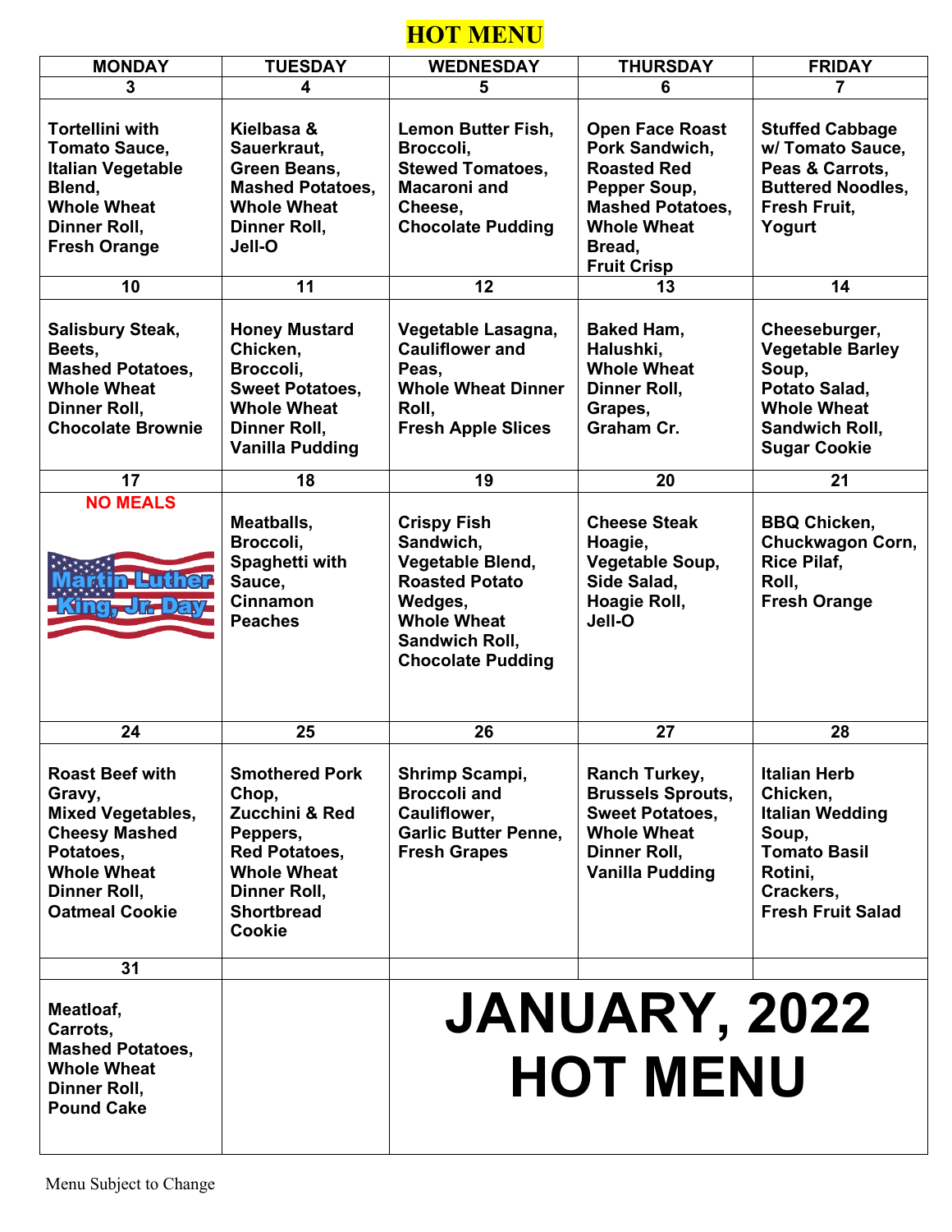# HOT MENU

| MONDAY | TUESDAY | WEDNESDAY | THURSDAY | FRIDAY |
|---|---|---|---|---|
| 3 | 4 | 5 | 6 | 7 |
| Tortellini with Tomato Sauce, Italian Vegetable Blend, Whole Wheat Dinner Roll, Fresh Orange | Kielbasa & Sauerkraut, Green Beans, Mashed Potatoes, Whole Wheat Dinner Roll, Jell-O | Lemon Butter Fish, Broccoli, Stewed Tomatoes, Macaroni and Cheese, Chocolate Pudding | Open Face Roast Pork Sandwich, Roasted Red Pepper Soup, Mashed Potatoes, Whole Wheat Bread, Fruit Crisp | Stuffed Cabbage w/ Tomato Sauce, Peas & Carrots, Buttered Noodles, Fresh Fruit, Yogurt |
| 10 | 11 | 12 | 13 | 14 |
| Salisbury Steak, Beets, Mashed Potatoes, Whole Wheat Dinner Roll, Chocolate Brownie | Honey Mustard Chicken, Broccoli, Sweet Potatoes, Whole Wheat Dinner Roll, Vanilla Pudding | Vegetable Lasagna, Cauliflower and Peas, Whole Wheat Dinner Roll, Fresh Apple Slices | Baked Ham, Halushki, Whole Wheat Dinner Roll, Grapes, Graham Cr. | Cheeseburger, Vegetable Barley Soup, Potato Salad, Whole Wheat Sandwich Roll, Sugar Cookie |
| 17 | 18 | 19 | 20 | 21 |
| NO MEALS Martin Luther King, Jr. Day | Meatballs, Broccoli, Spaghetti with Sauce, Cinnamon Peaches | Crispy Fish Sandwich, Vegetable Blend, Roasted Potato Wedges, Whole Wheat Sandwich Roll, Chocolate Pudding | Cheese Steak Hoagie, Vegetable Soup, Side Salad, Hoagie Roll, Jell-O | BBQ Chicken, Chuckwagon Corn, Rice Pilaf, Roll, Fresh Orange |
| 24 | 25 | 26 | 27 | 28 |
| Roast Beef with Gravy, Mixed Vegetables, Cheesy Mashed Potatoes, Whole Wheat Dinner Roll, Oatmeal Cookie | Smothered Pork Chop, Zucchini & Red Peppers, Red Potatoes, Whole Wheat Dinner Roll, Shortbread Cookie | Shrimp Scampi, Broccoli and Cauliflower, Garlic Butter Penne, Fresh Grapes | Ranch Turkey, Brussels Sprouts, Sweet Potatoes, Whole Wheat Dinner Roll, Vanilla Pudding | Italian Herb Chicken, Italian Wedding Soup, Tomato Basil Rotini, Crackers, Fresh Fruit Salad |
| 31 | | | | |
| Meatloaf, Carrots, Mashed Potatoes, Whole Wheat Dinner Roll, Pound Cake | | JANUARY, 2022 HOT MENU | | |

Menu Subject to Change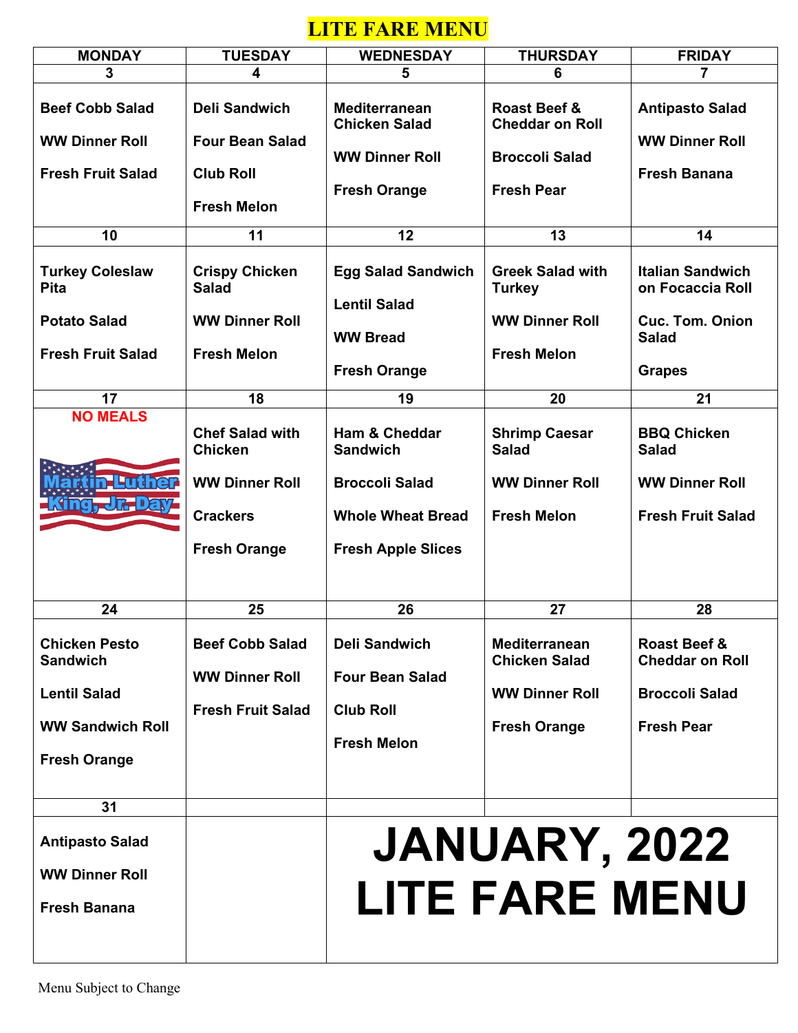# LITE FARE MENU

| MONDAY | TUESDAY | WEDNESDAY | THURSDAY | FRIDAY |
|---|---|---|---|---|
| 3 | 4 | 5 | 6 | 7 |
| **Beef Cobb Salad**<br>**WW Dinner Roll**<br>**Fresh Fruit Salad** | **Deli Sandwich**<br>**Four Bean Salad**<br>**Club Roll**<br>**Fresh Melon** | **Mediterranean Chicken Salad**<br>**WW Dinner Roll**<br>**Fresh Orange** | **Roast Beef & Cheddar on Roll**<br>**Broccoli Salad**<br>**Fresh Pear** | **Antipasto Salad**<br>**WW Dinner Roll**<br>**Fresh Banana** |
| 10 | 11 | 12 | 13 | 14 |
| **Turkey Coleslaw Pita**<br>**Potato Salad**<br>**Fresh Fruit Salad** | **Crispy Chicken Salad**<br>**WW Dinner Roll**<br>**Fresh Melon** | **Egg Salad Sandwich**<br>**Lentil Salad**<br>**WW Bread**<br>**Fresh Orange** | **Greek Salad with Turkey**<br>**WW Dinner Roll**<br>**Fresh Melon** | **Italian Sandwich on Focaccia Roll**<br>**Cuc. Tom. Onion Salad**<br>**Grapes** |
| 17 | 18 | 19 | 20 | 21 |
| **NO MEALS**<br>Martin Luther King, Jr. Day | **Chef Salad with Chicken**<br>**WW Dinner Roll**<br>**Crackers**<br>**Fresh Orange** | **Ham & Cheddar Sandwich**<br>**Broccoli Salad**<br>**Whole Wheat Bread**<br>**Fresh Apple Slices** | **Shrimp Caesar Salad**<br>**WW Dinner Roll**<br>**Fresh Melon** | **BBQ Chicken Salad**<br>**WW Dinner Roll**<br>**Fresh Fruit Salad** |
| 24 | 25 | 26 | 27 | 28 |
| **Chicken Pesto Sandwich**<br>**Lentil Salad**<br>**WW Sandwich Roll**<br>**Fresh Orange** | **Beef Cobb Salad**<br>**WW Dinner Roll**<br>**Fresh Fruit Salad** | **Deli Sandwich**<br>**Four Bean Salad**<br>**Club Roll**<br>**Fresh Melon** | **Mediterranean Chicken Salad**<br>**WW Dinner Roll**<br>**Fresh Orange** | **Roast Beef & Cheddar on Roll**<br>**Broccoli Salad**<br>**Fresh Pear** |
| 31 | | | | |
| **Antipasto Salad**<br>**WW Dinner Roll**<br>**Fresh Banana** | | **JANUARY, 2022 LITE FARE MENU** | | |

Menu Subject to Change